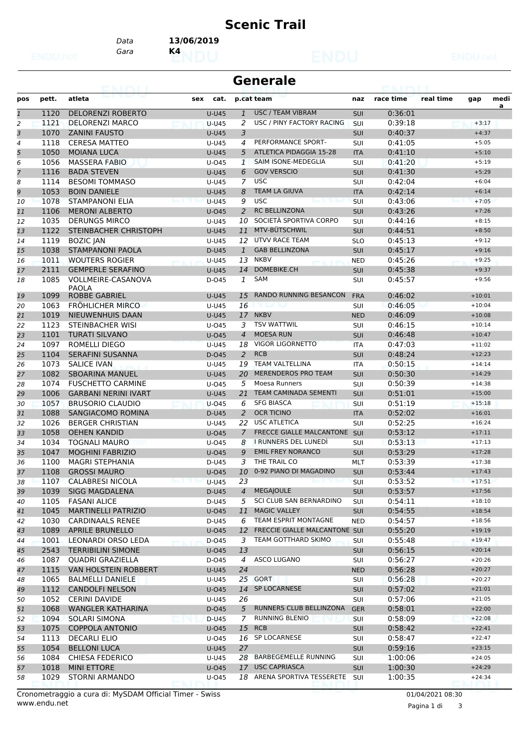# Scenic Trail

Data **13/06/2019**

Gara **K4**

## Generale

| pos | pett. | atleta | sex | cat. | p.cat | team | naz | race time | real time | gap | media |
|---|---|---|---|---|---|---|---|---|---|---|---|
| 1 | 1120 | DELORENZI ROBERTO | | U-U45 | 1 | USC / TEAM VIBRAM | SUI | 0:36:01 | | | |
| 2 | 1121 | DELORENZI MARCO | | U-U45 | 2 | USC / PINY FACTORY RACING | SUI | 0:39:18 | | +3:17 | |
| 3 | 1070 | ZANINI FAUSTO | | U-U45 | 3 | | SUI | 0:40:37 | | +4:37 | |
| 4 | 1118 | CERESA MATTEO | | U-U45 | 4 | PERFORMANCE SPORT- | SUI | 0:41:05 | | +5:05 | |
| 5 | 1050 | MOIANA LUCA | | U-U45 | 5 | ATLETICA PIDAGGIA 15-28 | ITA | 0:41:10 | | +5:10 | |
| 6 | 1056 | MASSERA FABIO | | U-O45 | 1 | SAIM ISONE-MEDEGLIA | SUI | 0:41:20 | | +5:19 | |
| 7 | 1116 | BADA STEVEN | | U-U45 | 6 | GOV VERSCIO | SUI | 0:41:30 | | +5:29 | |
| 8 | 1114 | BESOMI TOMMASO | | U-U45 | 7 | USC | SUI | 0:42:04 | | +6:04 | |
| 9 | 1053 | BOIN DANIELE | | U-U45 | 8 | TEAM LA GIUVA | ITA | 0:42:14 | | +6:14 | |
| 10 | 1078 | STAMPANONI ELIA | | U-U45 | 9 | USC | SUI | 0:43:06 | | +7:05 | |
| 11 | 1106 | MERONI ALBERTO | | U-O45 | 2 | RC BELLINZONA | SUI | 0:43:26 | | +7:26 | |
| 12 | 1035 | DERUNGS MIRCO | | U-U45 | 10 | SOCIETÀ SPORTIVA CORPO | SUI | 0:44:16 | | +8:15 | |
| 13 | 1122 | STEINBACHER CHRISTOPH | | U-U45 | 11 | MTV-BÜTSCHWIL | SUI | 0:44:51 | | +8:50 | |
| 14 | 1119 | BOZIC JAN | | U-U45 | 12 | UTVV RACE TEAM | SLO | 0:45:13 | | +9:12 | |
| 15 | 1038 | STAMPANONI PAOLA | | D-U45 | 1 | GAB BELLINZONA | SUI | 0:45:17 | | +9:16 | |
| 16 | 1011 | WOUTERS ROGIER | | U-U45 | 13 | NKBV | NED | 0:45:26 | | +9:25 | |
| 17 | 2111 | GEMPERLE SERAFINO | | U-U45 | 14 | DOMEBIKE.CH | SUI | 0:45:38 | | +9:37 | |
| 18 | 1085 | VOLLMEIRE-CASANOVA PAOLA | | D-O45 | 1 | SAM | SUI | 0:45:57 | | +9:56 | |
| 19 | 1099 | ROBBE GABRIEL | | U-U45 | 15 | RANDO RUNNING BESANCON | FRA | 0:46:02 | | +10:01 | |
| 20 | 1063 | FRÖHLICHER MIRCO | | U-U45 | 16 | | SUI | 0:46:05 | | +10:04 | |
| 21 | 1019 | NIEUWENHUIS DAAN | | U-U45 | 17 | NKBV | NED | 0:46:09 | | +10:08 | |
| 22 | 1123 | STEINBACHER WISI | | U-O45 | 3 | TSV WATTWIL | SUI | 0:46:15 | | +10:14 | |
| 23 | 1101 | TURATI SILVANO | | U-O45 | 4 | MOESA RUN | SUI | 0:46:48 | | +10:47 | |
| 24 | 1097 | ROMELLI DIEGO | | U-U45 | 18 | VIGOR LIGORNETTO | ITA | 0:47:03 | | +11:02 | |
| 25 | 1104 | SERAFINI SUSANNA | | D-O45 | 2 | RCB | SUI | 0:48:24 | | +12:23 | |
| 26 | 1073 | SALICE IVAN | | U-U45 | 19 | TEAM VALTELLINA | ITA | 0:50:15 | | +14:14 | |
| 27 | 1082 | SBOARINA MANUEL | | U-U45 | 20 | MERENDEROS PRO TEAM | SUI | 0:50:30 | | +14:29 | |
| 28 | 1074 | FUSCHETTO CARMINE | | U-O45 | 5 | Moesa Runners | SUI | 0:50:39 | | +14:38 | |
| 29 | 1006 | GARBANI NERINI IVART | | U-U45 | 21 | TEAM CAMINADA SEMENTI | SUI | 0:51:01 | | +15:00 | |
| 30 | 1057 | BRUSORIO CLAUDIO | | U-O45 | 6 | SFG BIASCA | SUI | 0:51:19 | | +15:18 | |
| 31 | 1088 | SANGIACOMO ROMINA | | D-U45 | 2 | OCR TICINO | ITA | 0:52:02 | | +16:01 | |
| 32 | 1026 | BERGER CHRISTIAN | | U-U45 | 22 | USC ATLETICA | SUI | 0:52:25 | | +16:24 | |
| 33 | 1058 | OEHEN KANDID | | U-O45 | 7 | FRECCE GIALLE MALCANTONE | SUI | 0:53:12 | | +17:11 | |
| 34 | 1034 | TOGNALI MAURO | | U-O45 | 8 | I RUNNERS DEL LUNEDÌ | SUI | 0:53:13 | | +17:13 | |
| 35 | 1047 | MOGHINI FABRIZIO | | U-O45 | 9 | EMIL FREY NORANCO | SUI | 0:53:29 | | +17:28 | |
| 36 | 1100 | MAGRI STEPHANIA | | D-U45 | 3 | THE TRAIL CO | MLT | 0:53:39 | | +17:38 | |
| 37 | 1108 | GROSSI MAURO | | U-O45 | 10 | 0-92 PIANO DI MAGADINO | SUI | 0:53:44 | | +17:43 | |
| 38 | 1107 | CALABRESI NICOLA | | U-U45 | 23 | | SUI | 0:53:52 | | +17:51 | |
| 39 | 1039 | SIGG MAGDALENA | | D-U45 | 4 | MEGAJOULE | SUI | 0:53:57 | | +17:56 | |
| 40 | 1105 | FASANI ALICE | | D-U45 | 5 | SCI CLUB SAN BERNARDINO | SUI | 0:54:11 | | +18:10 | |
| 41 | 1045 | MARTINELLI PATRIZIO | | U-O45 | 11 | MAGIC VALLEY | SUI | 0:54:55 | | +18:54 | |
| 42 | 1030 | CARDINAALS RENEE | | D-U45 | 6 | TEAM ESPRIT MONTAGNE | NED | 0:54:57 | | +18:56 | |
| 43 | 1089 | APRILE BRUNELLO | | U-O45 | 12 | FRECCIE GIALLE MALCANTONE | SUI | 0:55:20 | | +19:19 | |
| 44 | 1001 | LEONARDI ORSO LEDA | | D-O45 | 3 | TEAM GOTTHARD SKIMO | SUI | 0:55:48 | | +19:47 | |
| 45 | 2543 | TERRIBILINI SIMONE | | U-O45 | 13 | | SUI | 0:56:15 | | +20:14 | |
| 46 | 1087 | QUADRI GRAZIELLA | | D-O45 | 4 | ASCO LUGANO | SUI | 0:56:27 | | +20:26 | |
| 47 | 1115 | VAN HOLSTEIN ROBBERT | | U-U45 | 24 | | NED | 0:56:28 | | +20:27 | |
| 48 | 1065 | BALMELLI DANIELE | | U-U45 | 25 | GORT | SUI | 0:56:28 | | +20:27 | |
| 49 | 1112 | CANDOLFI NELSON | | U-O45 | 14 | SP LOCARNESE | SUI | 0:57:02 | | +21:01 | |
| 50 | 1052 | CERINI DAVIDE | | U-U45 | 26 | | SUI | 0:57:06 | | +21:05 | |
| 51 | 1068 | WANGLER KATHARINA | | D-O45 | 5 | RUNNERS CLUB BELLINZONA | GER | 0:58:01 | | +22:00 | |
| 52 | 1094 | SOLARI SIMONA | | D-U45 | 7 | RUNNING BLENIO | SUI | 0:58:09 | | +22:08 | |
| 53 | 1075 | COPPOLA ANTONIO | | U-O45 | 15 | RCB | SUI | 0:58:42 | | +22:41 | |
| 54 | 1113 | DECARLI ELIO | | U-O45 | 16 | SP LOCARNESE | SUI | 0:58:47 | | +22:47 | |
| 55 | 1054 | BELLONI LUCA | | U-U45 | 27 | | SUI | 0:59:16 | | +23:15 | |
| 56 | 1084 | CHIESA FEDERICO | | U-U45 | 28 | BARBEGEMELLE RUNNING | SUI | 1:00:06 | | +24:05 | |
| 57 | 1018 | MINI ETTORE | | U-O45 | 17 | USC CAPRIASCA | SUI | 1:00:30 | | +24:29 | |
| 58 | 1029 | STORNI ARMANDO | | U-O45 | 18 | ARENA SPORTIVA TESSERETE | SUI | 1:00:35 | | +24:34 | |

Cronometraggio a cura di: MySDAM Official Timer - Swiss
www.endu.net

01/04/2021 08:30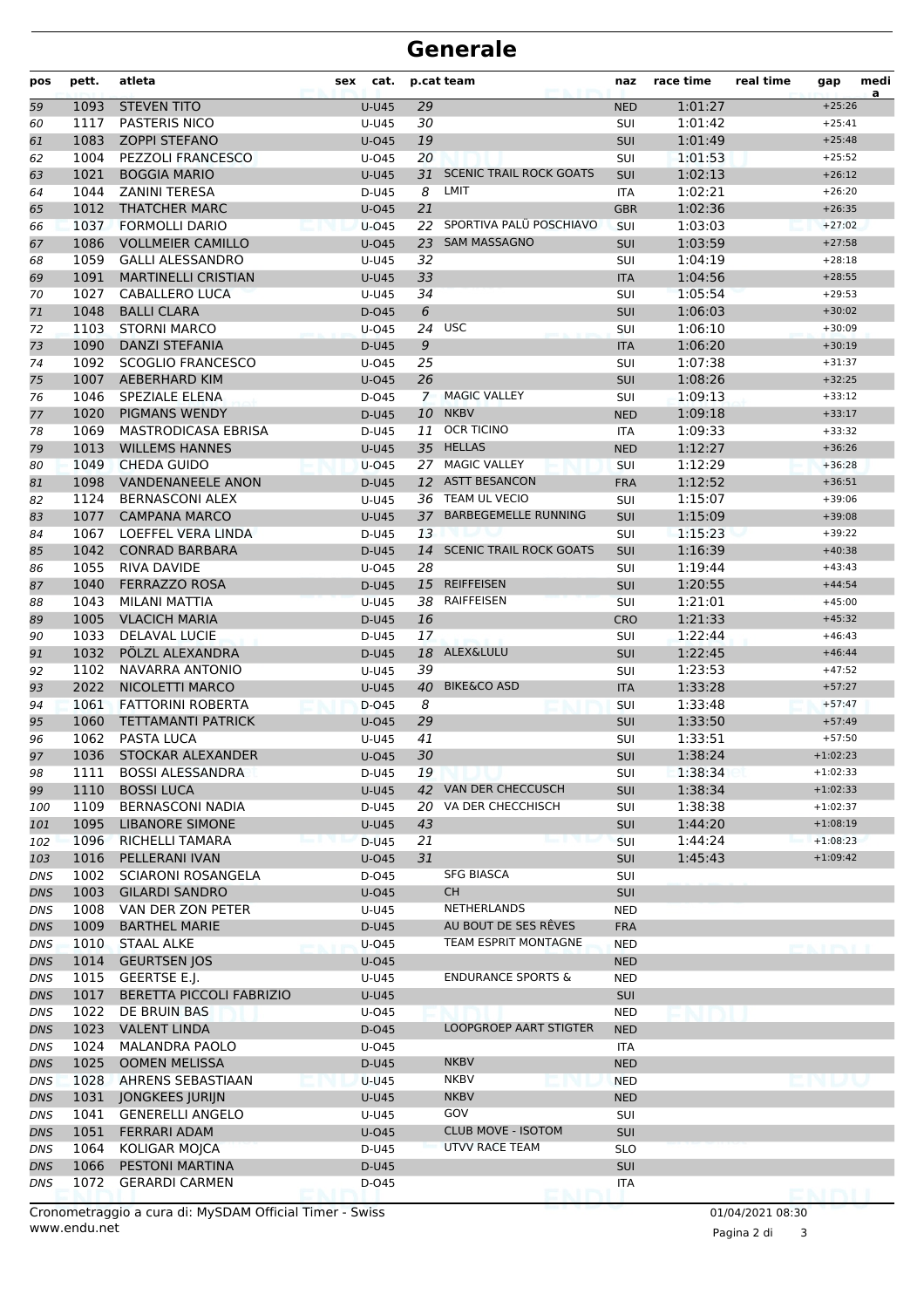# Generale

| pos | pett. | atleta | sex | cat. | p.cat | team | naz | race time | real time | gap | media |
|---|---|---|---|---|---|---|---|---|---|---|---|
| 59 | 1093 | STEVEN TITO | | U-U45 | 29 | | NED | 1:01:27 | | +25:26 | |
| 60 | 1117 | PASTERIS NICO | | U-U45 | 30 | | SUI | 1:01:42 | | +25:41 | |
| 61 | 1083 | ZOPPI STEFANO | | U-O45 | 19 | | SUI | 1:01:49 | | +25:48 | |
| 62 | 1004 | PEZZOLI FRANCESCO | | U-O45 | 20 | | SUI | 1:01:53 | | +25:52 | |
| 63 | 1021 | BOGGIA MARIO | | U-U45 | 31 | SCENIC TRAIL ROCK GOATS | SUI | 1:02:13 | | +26:12 | |
| 64 | 1044 | ZANINI TERESA | | D-U45 | 8 | LMIT | ITA | 1:02:21 | | +26:20 | |
| 65 | 1012 | THATCHER MARC | | U-O45 | 21 | | GBR | 1:02:36 | | +26:35 | |
| 66 | 1037 | FORMOLLI DARIO | | U-O45 | 22 | SPORTIVA PALÜ POSCHIAVO | SUI | 1:03:03 | | +27:02 | |
| 67 | 1086 | VOLLMEIER CAMILLO | | U-O45 | 23 | SAM MASSAGNO | SUI | 1:03:59 | | +27:58 | |
| 68 | 1059 | GALLI ALESSANDRO | | U-U45 | 32 | | SUI | 1:04:19 | | +28:18 | |
| 69 | 1091 | MARTINELLI CRISTIAN | | U-U45 | 33 | | ITA | 1:04:56 | | +28:55 | |
| 70 | 1027 | CABALLERO LUCA | | U-U45 | 34 | | SUI | 1:05:54 | | +29:53 | |
| 71 | 1048 | BALLI CLARA | | D-O45 | 6 | | SUI | 1:06:03 | | +30:02 | |
| 72 | 1103 | STORNI MARCO | | U-O45 | 24 | USC | SUI | 1:06:10 | | +30:09 | |
| 73 | 1090 | DANZI STEFANIA | | D-U45 | 9 | | ITA | 1:06:20 | | +30:19 | |
| 74 | 1092 | SCOGLIO FRANCESCO | | U-O45 | 25 | | SUI | 1:07:38 | | +31:37 | |
| 75 | 1007 | AEBERHARD KIM | | U-O45 | 26 | | SUI | 1:08:26 | | +32:25 | |
| 76 | 1046 | SPEZIALE ELENA | | D-O45 | 7 | MAGIC VALLEY | SUI | 1:09:13 | | +33:12 | |
| 77 | 1020 | PIGMANS WENDY | | D-U45 | 10 | NKBV | NED | 1:09:18 | | +33:17 | |
| 78 | 1069 | MASTRODICASA EBRISA | | D-U45 | 11 | OCR TICINO | ITA | 1:09:33 | | +33:32 | |
| 79 | 1013 | WILLEMS HANNES | | U-U45 | 35 | HELLAS | NED | 1:12:27 | | +36:26 | |
| 80 | 1049 | CHEDA GUIDO | | U-O45 | 27 | MAGIC VALLEY | SUI | 1:12:29 | | +36:28 | |
| 81 | 1098 | VANDENANEELE ANON | | D-U45 | 12 | ASTT BESANCON | FRA | 1:12:52 | | +36:51 | |
| 82 | 1124 | BERNASCONI ALEX | | U-U45 | 36 | TEAM UL VECIO | SUI | 1:15:07 | | +39:06 | |
| 83 | 1077 | CAMPANA MARCO | | U-U45 | 37 | BARBEGEMELLE RUNNING | SUI | 1:15:09 | | +39:08 | |
| 84 | 1067 | LOEFFEL VERA LINDA | | D-U45 | 13 | | SUI | 1:15:23 | | +39:22 | |
| 85 | 1042 | CONRAD BARBARA | | D-U45 | 14 | SCENIC TRAIL ROCK GOATS | SUI | 1:16:39 | | +40:38 | |
| 86 | 1055 | RIVA DAVIDE | | U-O45 | 28 | | SUI | 1:19:44 | | +43:43 | |
| 87 | 1040 | FERRAZZO ROSA | | D-U45 | 15 | REIFFEISEN | SUI | 1:20:55 | | +44:54 | |
| 88 | 1043 | MILANI MATTIA | | U-U45 | 38 | RAIFFEISEN | SUI | 1:21:01 | | +45:00 | |
| 89 | 1005 | VLACICH MARIA | | D-U45 | 16 | | CRO | 1:21:33 | | +45:32 | |
| 90 | 1033 | DELAVAL LUCIE | | D-U45 | 17 | | SUI | 1:22:44 | | +46:43 | |
| 91 | 1032 | PÖLZL ALEXANDRA | | D-U45 | 18 | ALEX&LULU | SUI | 1:22:45 | | +46:44 | |
| 92 | 1102 | NAVARRA ANTONIO | | U-U45 | 39 | | SUI | 1:23:53 | | +47:52 | |
| 93 | 2022 | NICOLETTI MARCO | | U-U45 | 40 | BIKE&CO ASD | ITA | 1:33:28 | | +57:27 | |
| 94 | 1061 | FATTORINI ROBERTA | | D-O45 | 8 | | SUI | 1:33:48 | | +57:47 | |
| 95 | 1060 | TETTAMANTI PATRICK | | U-O45 | 29 | | SUI | 1:33:50 | | +57:49 | |
| 96 | 1062 | PASTA LUCA | | U-U45 | 41 | | SUI | 1:33:51 | | +57:50 | |
| 97 | 1036 | STOCKAR ALEXANDER | | U-O45 | 30 | | SUI | 1:38:24 | | +1:02:23 | |
| 98 | 1111 | BOSSI ALESSANDRA | | D-U45 | 19 | | SUI | 1:38:34 | | +1:02:33 | |
| 99 | 1110 | BOSSI LUCA | | U-U45 | 42 | VAN DER CHECCUSCH | SUI | 1:38:34 | | +1:02:33 | |
| 100 | 1109 | BERNASCONI NADIA | | D-U45 | 20 | VA DER CHECCHISCH | SUI | 1:38:38 | | +1:02:37 | |
| 101 | 1095 | LIBANORE SIMONE | | U-U45 | 43 | | SUI | 1:44:20 | | +1:08:19 | |
| 102 | 1096 | RICHELLI TAMARA | | D-U45 | 21 | | SUI | 1:44:24 | | +1:08:23 | |
| 103 | 1016 | PELLERANI IVAN | | U-O45 | 31 | | SUI | 1:45:43 | | +1:09:42 | |
| DNS | 1002 | SCIARONI ROSANGELA | | D-O45 | | SFG BIASCA | SUI | | | | |
| DNS | 1003 | GILARDI SANDRO | | U-O45 | | CH | SUI | | | | |
| DNS | 1008 | VAN DER ZON PETER | | U-U45 | | NETHERLANDS | NED | | | | |
| DNS | 1009 | BARTHEL MARIE | | D-U45 | | AU BOUT DE SES RÊVES | FRA | | | | |
| DNS | 1010 | STAAL ALKE | | U-O45 | | TEAM ESPRIT MONTAGNE | NED | | | | |
| DNS | 1014 | GEURTSEN JOS | | U-O45 | | | NED | | | | |
| DNS | 1015 | GEERTSE E.J. | | U-U45 | | ENDURANCE SPORTS & | NED | | | | |
| DNS | 1017 | BERETTA PICCOLI FABRIZIO | | U-U45 | | | SUI | | | | |
| DNS | 1022 | DE BRUIN BAS | | U-O45 | | | NED | | | | |
| DNS | 1023 | VALENT LINDA | | D-O45 | | LOOPGROEP AART STIGTER | NED | | | | |
| DNS | 1024 | MALANDRA PAOLO | | U-O45 | | | ITA | | | | |
| DNS | 1025 | OOMEN MELISSA | | D-U45 | | NKBV | NED | | | | |
| DNS | 1028 | AHRENS SEBASTIAAN | | U-U45 | | NKBV | NED | | | | |
| DNS | 1031 | JONGKEES JURIJN | | U-U45 | | NKBV | NED | | | | |
| DNS | 1041 | GENERELLI ANGELO | | U-U45 | | GOV | SUI | | | | |
| DNS | 1051 | FERRARI ADAM | | U-O45 | | CLUB MOVE - ISOTOM | SUI | | | | |
| DNS | 1064 | KOLIGAR MOJCA | | D-U45 | | UTVV RACE TEAM | SLO | | | | |
| DNS | 1066 | PESTONI MARTINA | | D-U45 | | | SUI | | | | |
| DNS | 1072 | GERARDI CARMEN | | D-O45 | | | ITA | | | | |

Cronometraggio a cura di: MySDAM Official Timer - Swiss
www.endu.net

01/04/2021 08:30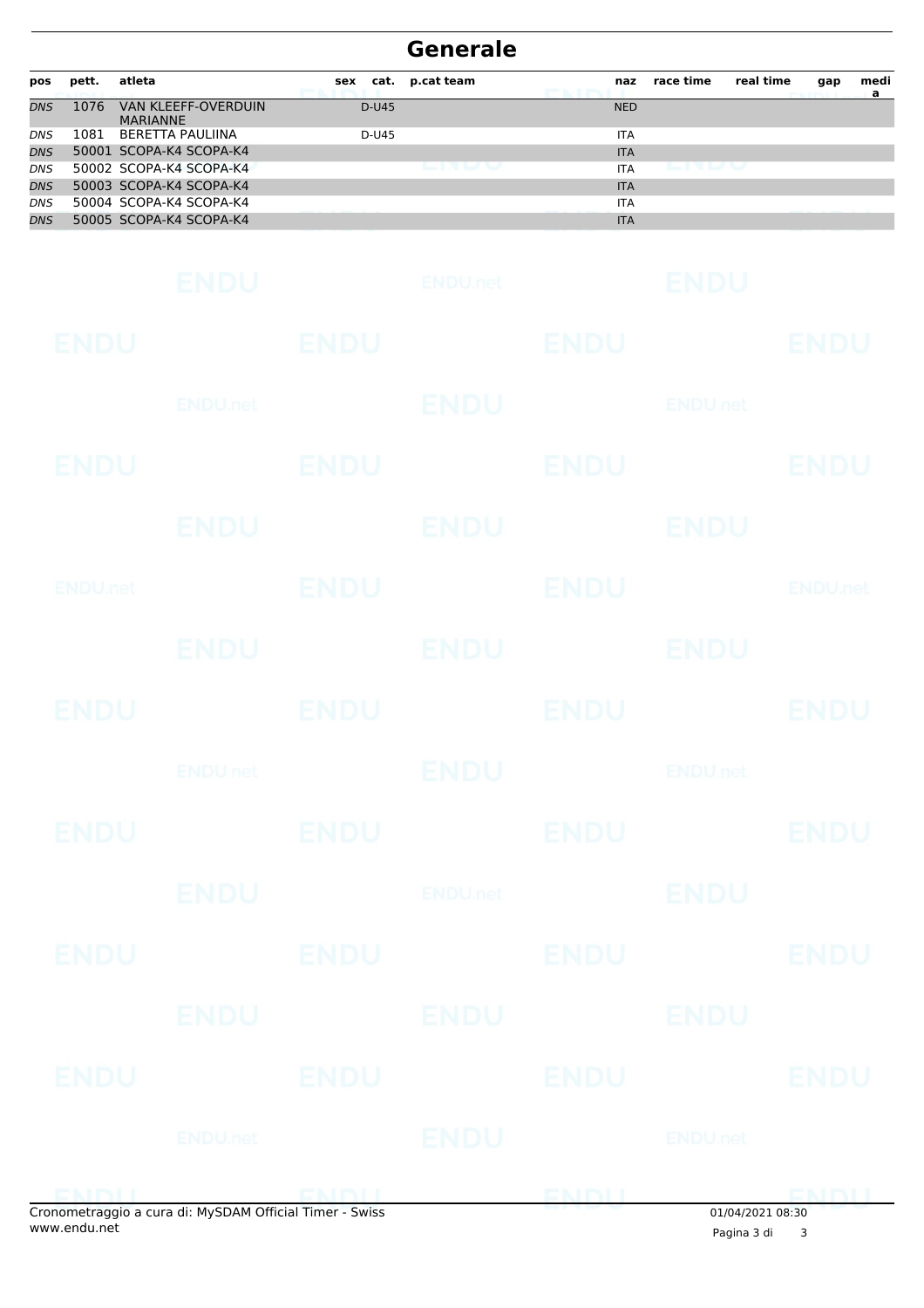# Generale

| pos | pett. | atleta | sex | cat. | p.cat team | naz | race time | real time | gap | media |
|---|---|---|---|---|---|---|---|---|---|---|
| DNS | 1076 | VAN KLEEFF-OVERDUIN MARIANNE | | D-U45 | | NED | | | | |
| DNS | 1081 | BERETTA PAULIINA | | D-U45 | | ITA | | | | |
| DNS | 50001 | SCOPA-K4 SCOPA-K4 | | | | ITA | | | | |
| DNS | 50002 | SCOPA-K4 SCOPA-K4 | | | | ITA | | | | |
| DNS | 50003 | SCOPA-K4 SCOPA-K4 | | | | ITA | | | | |
| DNS | 50004 | SCOPA-K4 SCOPA-K4 | | | | ITA | | | | |
| DNS | 50005 | SCOPA-K4 SCOPA-K4 | | | | ITA | | | | |

Cronometraggio a cura di: MySDAM Official Timer - Swiss
www.endu.net

01/04/2021 08:30